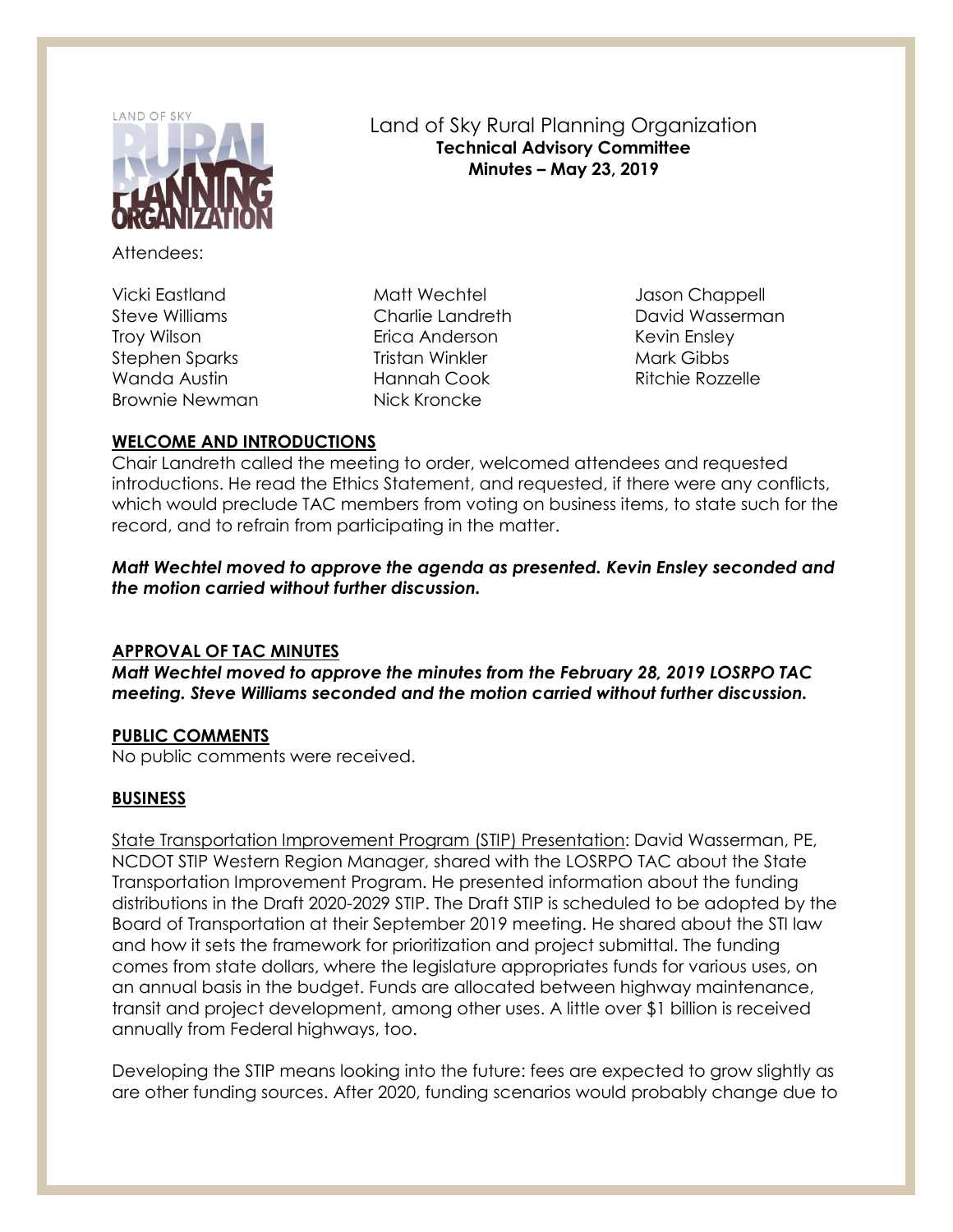# Land of Sky Rural Planning Organization

**Technical Advisory Committee**
**Minutes – May 23, 2019**

Attendees:

Vicki Eastland
Steve Williams
Troy Wilson
Stephen Sparks
Wanda Austin
Brownie Newman
Matt Wechtel
Charlie Landreth
Erica Anderson
Tristan Winkler
Hannah Cook
Nick Kroncke
Jason Chappell
David Wasserman
Kevin Ensley
Mark Gibbs
Ritchie Rozzelle

## WELCOME AND INTRODUCTIONS

Chair Landreth called the meeting to order, welcomed attendees and requested introductions. He read the Ethics Statement, and requested, if there were any conflicts, which would preclude TAC members from voting on business items, to state such for the record, and to refrain from participating in the matter.

***Matt Wechtel moved to approve the agenda as presented. Kevin Ensley seconded and the motion carried without further discussion.***

## APPROVAL OF TAC MINUTES

***Matt Wechtel moved to approve the minutes from the February 28, 2019 LOSRPO TAC meeting. Steve Williams seconded and the motion carried without further discussion.***

## PUBLIC COMMENTS

No public comments were received.

## BUSINESS

State Transportation Improvement Program (STIP) Presentation: David Wasserman, PE, NCDOT STIP Western Region Manager, shared with the LOSRPO TAC about the State Transportation Improvement Program. He presented information about the funding distributions in the Draft 2020-2029 STIP. The Draft STIP is scheduled to be adopted by the Board of Transportation at their September 2019 meeting. He shared about the STI law and how it sets the framework for prioritization and project submittal. The funding comes from state dollars, where the legislature appropriates funds for various uses, on an annual basis in the budget. Funds are allocated between highway maintenance, transit and project development, among other uses. A little over $1 billion is received annually from Federal highways, too.

Developing the STIP means looking into the future: fees are expected to grow slightly as are other funding sources. After 2020, funding scenarios would probably change due to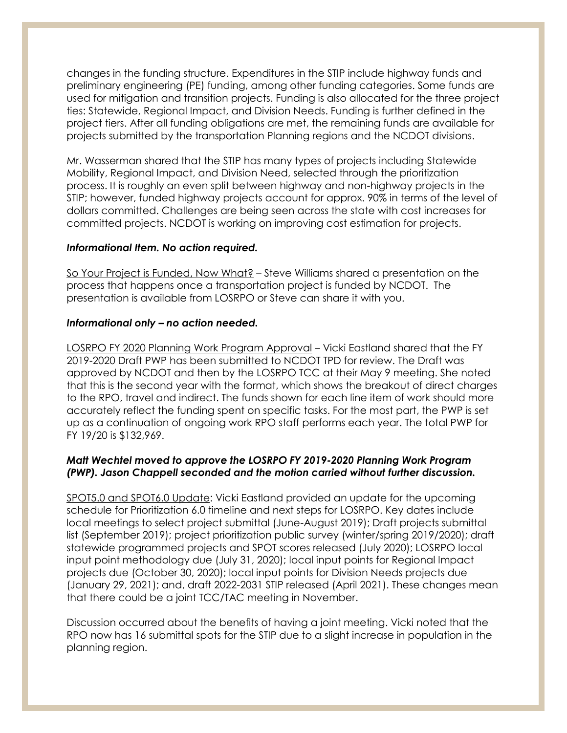changes in the funding structure. Expenditures in the STIP include highway funds and preliminary engineering (PE) funding, among other funding categories. Some funds are used for mitigation and transition projects. Funding is also allocated for the three project ties: Statewide, Regional Impact, and Division Needs. Funding is further defined in the project tiers. After all funding obligations are met, the remaining funds are available for projects submitted by the transportation Planning regions and the NCDOT divisions.

Mr. Wasserman shared that the STIP has many types of projects including Statewide Mobility, Regional Impact, and Division Need, selected through the prioritization process. It is roughly an even split between highway and non-highway projects in the STIP; however, funded highway projects account for approx. 90% in terms of the level of dollars committed. Challenges are being seen across the state with cost increases for committed projects. NCDOT is working on improving cost estimation for projects.

***Informational Item. No action required.***

So Your Project is Funded, Now What? – Steve Williams shared a presentation on the process that happens once a transportation project is funded by NCDOT. The presentation is available from LOSRPO or Steve can share it with you.

***Informational only – no action needed.***

LOSRPO FY 2020 Planning Work Program Approval – Vicki Eastland shared that the FY 2019-2020 Draft PWP has been submitted to NCDOT TPD for review. The Draft was approved by NCDOT and then by the LOSRPO TCC at their May 9 meeting. She noted that this is the second year with the format, which shows the breakout of direct charges to the RPO, travel and indirect. The funds shown for each line item of work should more accurately reflect the funding spent on specific tasks. For the most part, the PWP is set up as a continuation of ongoing work RPO staff performs each year. The total PWP for FY 19/20 is $132,969.

***Matt Wechtel moved to approve the LOSRPO FY 2019-2020 Planning Work Program (PWP). Jason Chappell seconded and the motion carried without further discussion.***

SPOT5.0 and SPOT6.0 Update: Vicki Eastland provided an update for the upcoming schedule for Prioritization 6.0 timeline and next steps for LOSRPO. Key dates include local meetings to select project submittal (June-August 2019); Draft projects submittal list (September 2019); project prioritization public survey (winter/spring 2019/2020); draft statewide programmed projects and SPOT scores released (July 2020); LOSRPO local input point methodology due (July 31, 2020); local input points for Regional Impact projects due (October 30, 2020); local input points for Division Needs projects due (January 29, 2021); and, draft 2022-2031 STIP released (April 2021). These changes mean that there could be a joint TCC/TAC meeting in November.

Discussion occurred about the benefits of having a joint meeting. Vicki noted that the RPO now has 16 submittal spots for the STIP due to a slight increase in population in the planning region.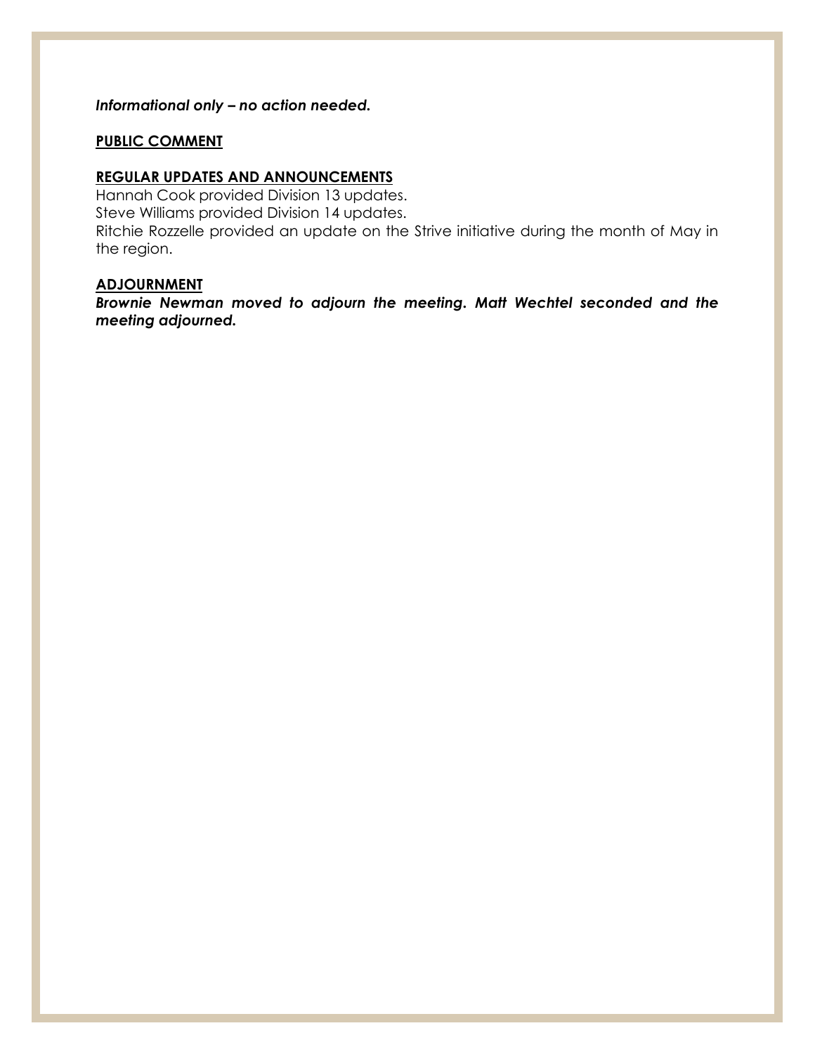***Informational only – no action needed.***

**PUBLIC COMMENT**

**REGULAR UPDATES AND ANNOUNCEMENTS**

Hannah Cook provided Division 13 updates.
Steve Williams provided Division 14 updates.
Ritchie Rozzelle provided an update on the Strive initiative during the month of May in the region.

**ADJOURNMENT**

***Brownie Newman moved to adjourn the meeting. Matt Wechtel seconded and the meeting adjourned.***